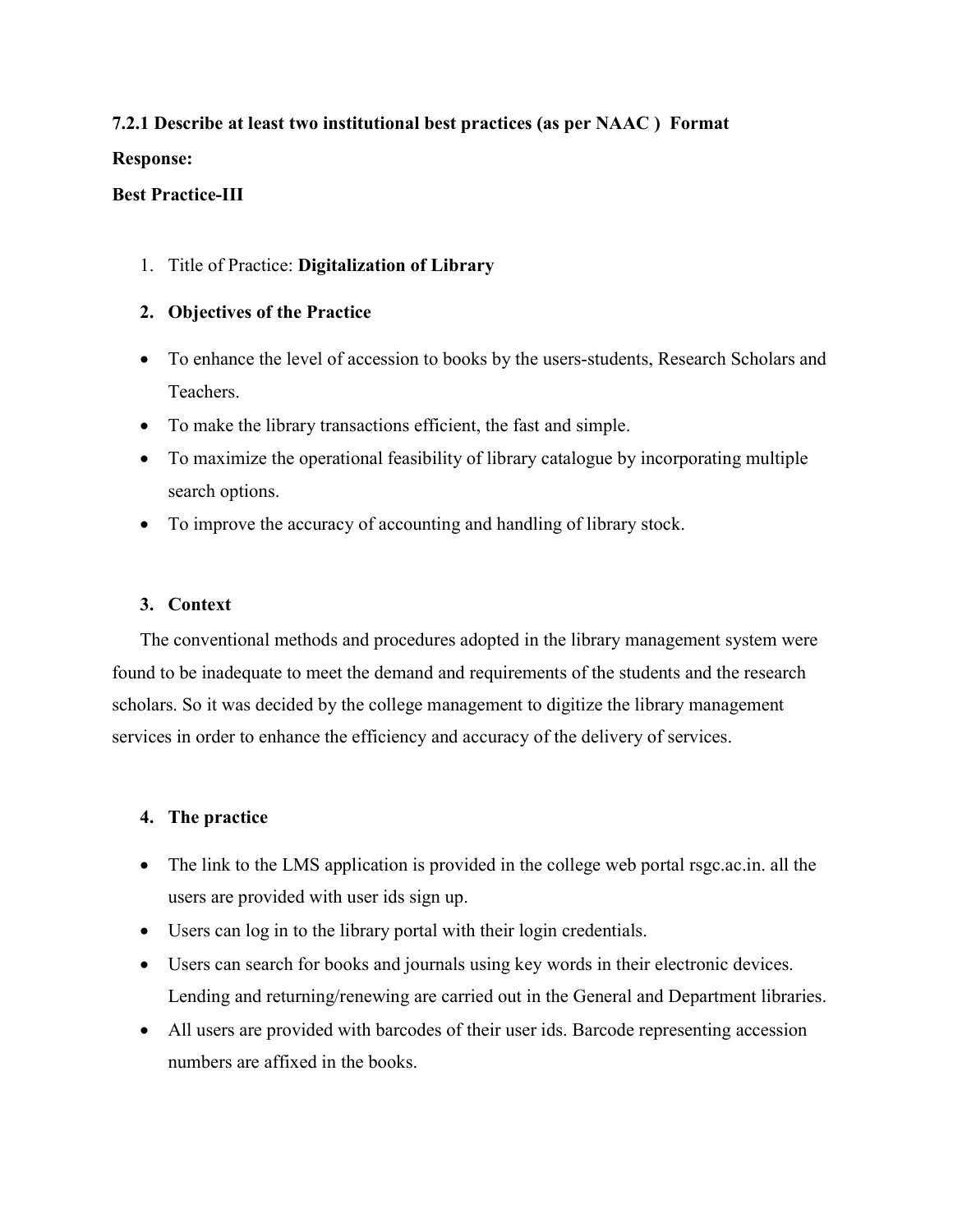**7.2.1 Describe at least two institutional best practices (as per NAAC ) Format**

**Response:**

**Best Practice-III**

1. Title of Practice: **Digitalization of Library**

2. **Objectives of the Practice**

- To enhance the level of accession to books by the users-students, Research Scholars and Teachers.
- To make the library transactions efficient, the fast and simple.
- To maximize the operational feasibility of library catalogue by incorporating multiple search options.
- To improve the accuracy of accounting and handling of library stock.

3. **Context**

The conventional methods and procedures adopted in the library management system were found to be inadequate to meet the demand and requirements of the students and the research scholars. So it was decided by the college management to digitize the library management services in order to enhance the efficiency and accuracy of the delivery of services.

4. **The practice**

- The link to the LMS application is provided in the college web portal rsgc.ac.in. all the users are provided with user ids sign up.
- Users can log in to the library portal with their login credentials.
- Users can search for books and journals using key words in their electronic devices. Lending and returning/renewing are carried out in the General and Department libraries.
- All users are provided with barcodes of their user ids. Barcode representing accession numbers are affixed in the books.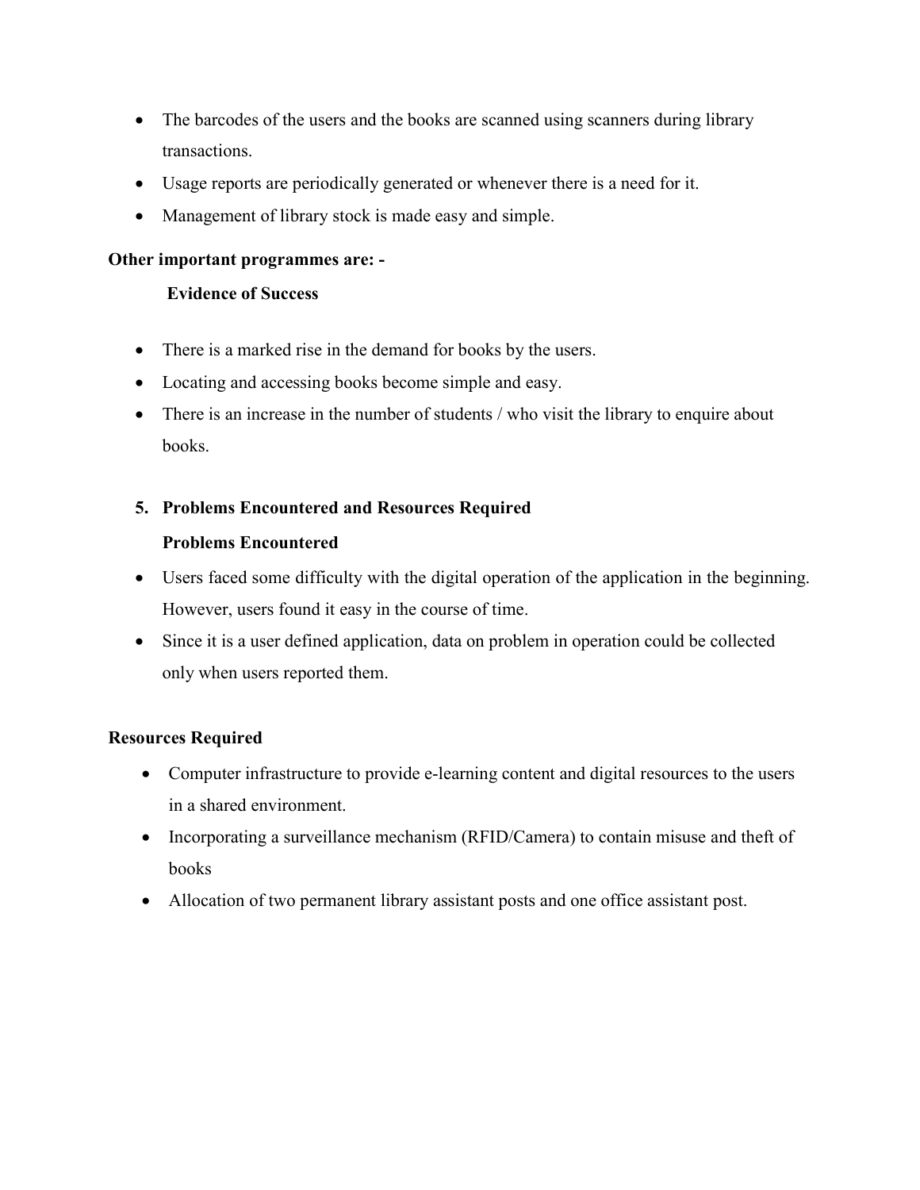- The barcodes of the users and the books are scanned using scanners during library transactions.
- Usage reports are periodically generated or whenever there is a need for it.
- Management of library stock is made easy and simple.

**Other important programmes are: -**

**Evidence of Success**

- There is a marked rise in the demand for books by the users.
- Locating and accessing books become simple and easy.
- There is an increase in the number of students / who visit the library to enquire about books.

**5. Problems Encountered and Resources Required**

**Problems Encountered**

- Users faced some difficulty with the digital operation of the application in the beginning. However, users found it easy in the course of time.
- Since it is a user defined application, data on problem in operation could be collected only when users reported them.

**Resources Required**

- Computer infrastructure to provide e-learning content and digital resources to the users in a shared environment.
- Incorporating a surveillance mechanism (RFID/Camera) to contain misuse and theft of books
- Allocation of two permanent library assistant posts and one office assistant post.